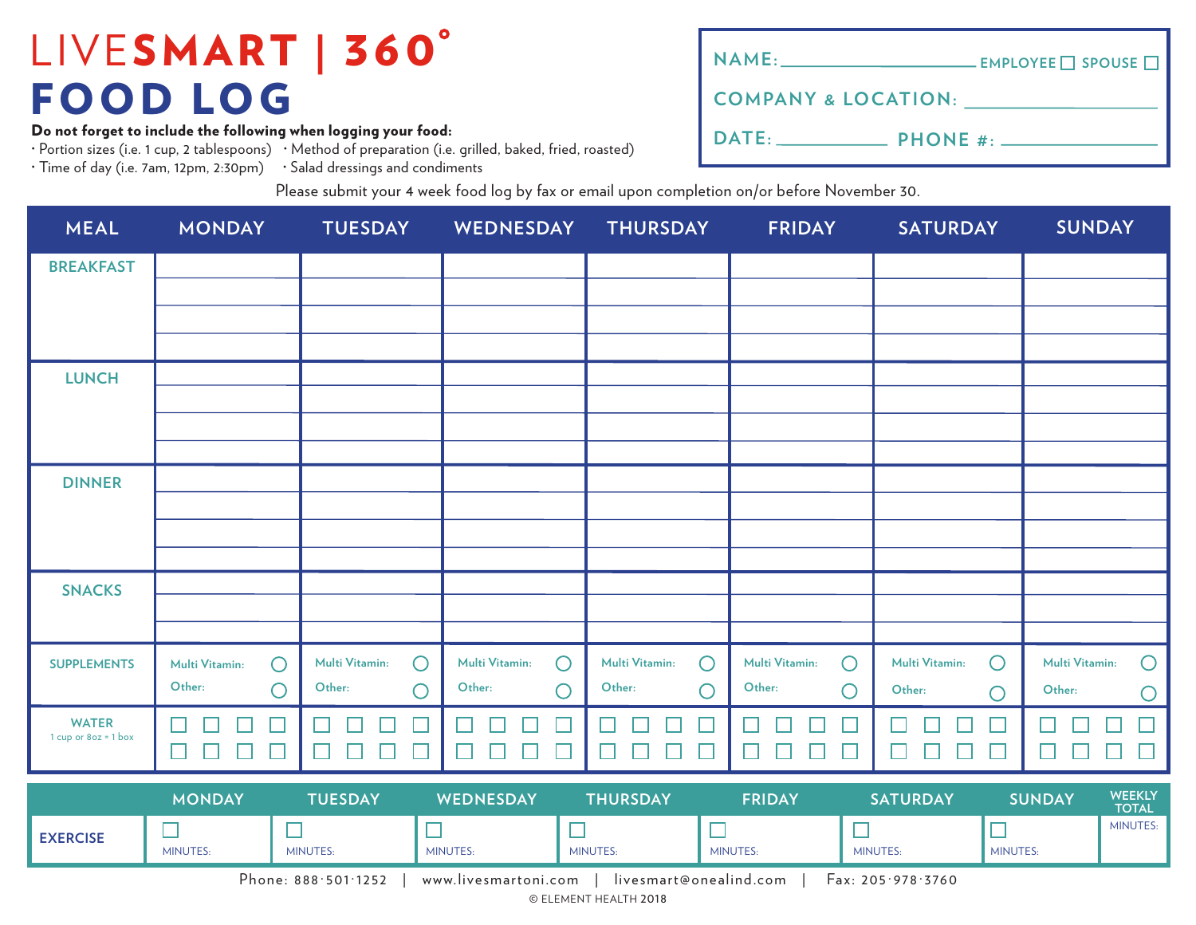# LIVESMART | 360°

# FOOD LOG

**Do not forget to include the following when logging your food:**

- Portion sizes (i.e. 1 cup, 2 tablespoons)
- Method of preparation (i.e. grilled, baked, fried, roasted)
- Time of day (i.e. 7am, 12pm, 2:30pm)
- Salad dressings and condiments

NAME: ____________________ EMPLOYEE ☐ SPOUSE ☐

COMPANY & LOCATION: ____________________

DATE: ____________ PHONE #: ____________________

Please submit your 4 week food log by fax or email upon completion on/or before November 30.

| MEAL | MONDAY | TUESDAY | WEDNESDAY | THURSDAY | FRIDAY | SATURDAY | SUNDAY |
|---|---|---|---|---|---|---|---|
| BREAKFAST | | | | | | | |
| LUNCH | | | | | | | |
| DINNER | | | | | | | |
| SNACKS | | | | | | | |
| SUPPLEMENTS | Multi Vitamin: ○<br>Other: ○ | Multi Vitamin: ○<br>Other: ○ | Multi Vitamin: ○<br>Other: ○ | Multi Vitamin: ○<br>Other: ○ | Multi Vitamin: ○<br>Other: ○ | Multi Vitamin: ○<br>Other: ○ | Multi Vitamin: ○<br>Other: ○ |
| WATER<br>1 cup or 8oz = 1 box | ☐ ☐ ☐ ☐<br>☐ ☐ ☐ ☐ | ☐ ☐ ☐ ☐<br>☐ ☐ ☐ ☐ | ☐ ☐ ☐ ☐<br>☐ ☐ ☐ ☐ | ☐ ☐ ☐ ☐<br>☐ ☐ ☐ ☐ | ☐ ☐ ☐ ☐<br>☐ ☐ ☐ ☐ | ☐ ☐ ☐ ☐<br>☐ ☐ ☐ ☐ | ☐ ☐ ☐ ☐<br>☐ ☐ ☐ ☐ |

| | MONDAY | TUESDAY | WEDNESDAY | THURSDAY | FRIDAY | SATURDAY | SUNDAY | WEEKLY TOTAL |
|---|---|---|---|---|---|---|---|---|
| EXERCISE | ☐<br>MINUTES: | ☐<br>MINUTES: | ☐<br>MINUTES: | ☐<br>MINUTES: | ☐<br>MINUTES: | ☐<br>MINUTES: | ☐<br>MINUTES: | MINUTES: |

Phone: 888·501·1252 | www.livesmartoni.com | livesmart@onealind.com | Fax: 205·978·3760

© ELEMENT HEALTH 2018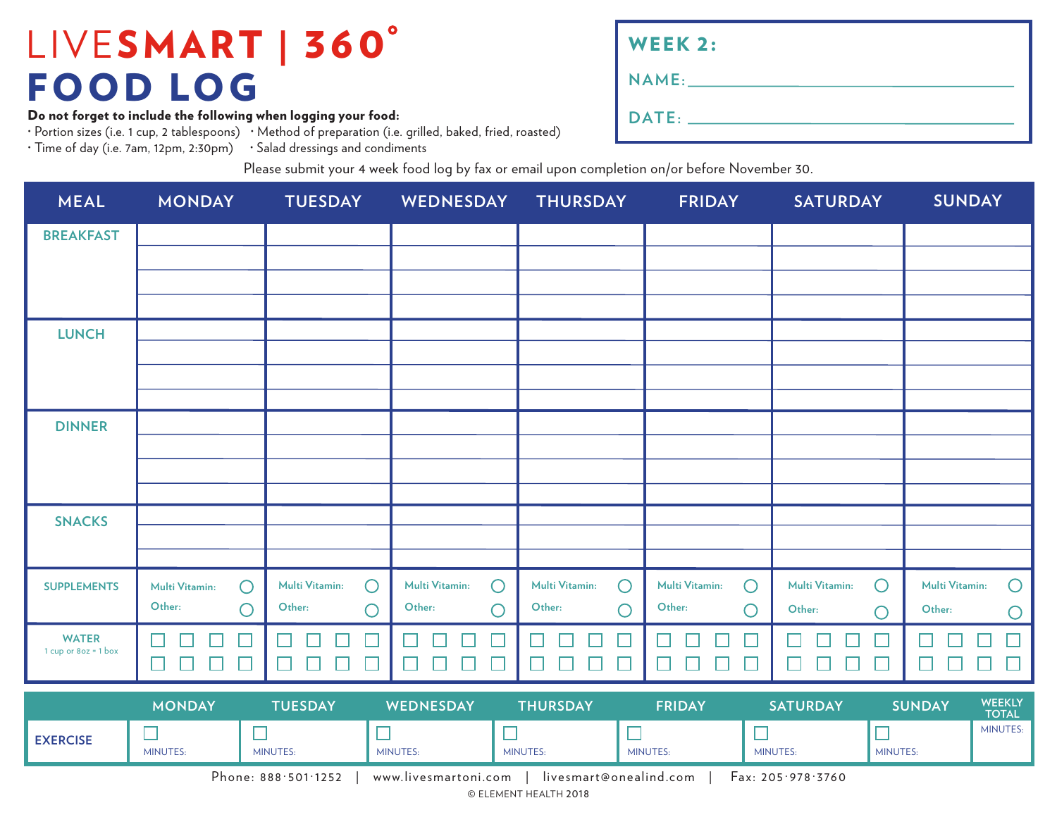# LIVESMART | 360°

# FOOD LOG

**Do not forget to include the following when logging your food:**

- Portion sizes (i.e. 1 cup, 2 tablespoons)
- Time of day (i.e. 7am, 12pm, 2:30pm)
- Method of preparation (i.e. grilled, baked, fried, roasted)
- Salad dressings and condiments

**WEEK 2:**

**NAME:** ____________________

**DATE:** ____________________

Please submit your 4 week food log by fax or email upon completion on/or before November 30.

| MEAL | MONDAY | TUESDAY | WEDNESDAY | THURSDAY | FRIDAY | SATURDAY | SUNDAY |
|---|---|---|---|---|---|---|---|
| BREAKFAST | | | | | | | |
| LUNCH | | | | | | | |
| DINNER | | | | | | | |
| SNACKS | | | | | | | |
| SUPPLEMENTS | Multi Vitamin: ○ Other: ○ | Multi Vitamin: ○ Other: ○ | Multi Vitamin: ○ Other: ○ | Multi Vitamin: ○ Other: ○ | Multi Vitamin: ○ Other: ○ | Multi Vitamin: ○ Other: ○ | Multi Vitamin: ○ Other: ○ |
| WATER 1 cup or 8oz = 1 box | ☐ ☐ ☐ ☐ ☐ ☐ ☐ ☐ | ☐ ☐ ☐ ☐ ☐ ☐ ☐ ☐ | ☐ ☐ ☐ ☐ ☐ ☐ ☐ ☐ | ☐ ☐ ☐ ☐ ☐ ☐ ☐ ☐ | ☐ ☐ ☐ ☐ ☐ ☐ ☐ ☐ | ☐ ☐ ☐ ☐ ☐ ☐ ☐ ☐ | ☐ ☐ ☐ ☐ ☐ ☐ ☐ ☐ |

| | MONDAY | TUESDAY | WEDNESDAY | THURSDAY | FRIDAY | SATURDAY | SUNDAY | WEEKLY TOTAL |
|---|---|---|---|---|---|---|---|---|
| EXERCISE | ☐ MINUTES: | ☐ MINUTES: | ☐ MINUTES: | ☐ MINUTES: | ☐ MINUTES: | ☐ MINUTES: | ☐ MINUTES: | MINUTES: |

Phone: 888·501·1252 | www.livesmartoni.com | livesmart@onealind.com | Fax: 205·978·3760

© ELEMENT HEALTH 2018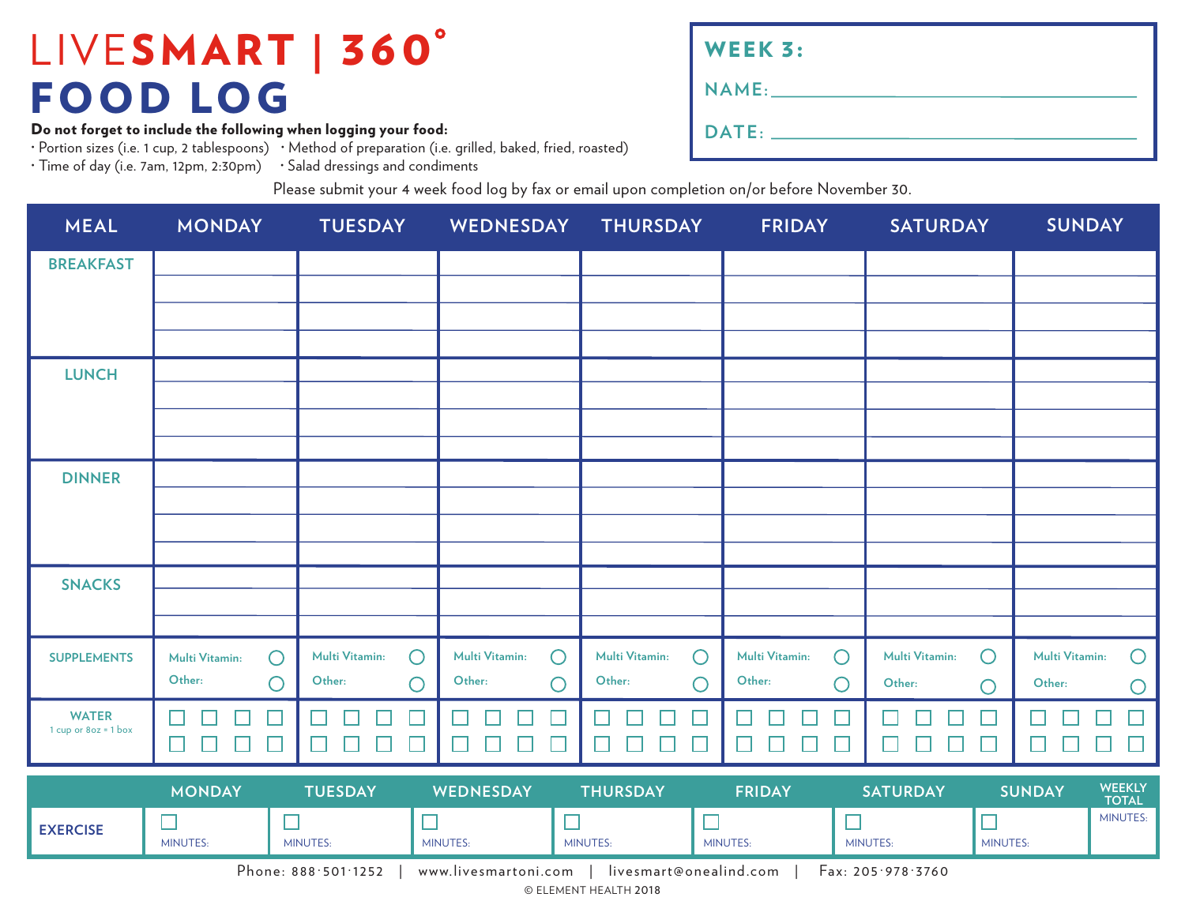# LIVESMART | 360°

# FOOD LOG

**Do not forget to include the following when logging your food:**

- Portion sizes (i.e. 1 cup, 2 tablespoons)
- Method of preparation (i.e. grilled, baked, fried, roasted)
- Time of day (i.e. 7am, 12pm, 2:30pm)
- Salad dressings and condiments

**WEEK 3:**

**NAME:** ______________________________

**DATE:** ______________________________

Please submit your 4 week food log by fax or email upon completion on/or before November 30.

| MEAL | MONDAY | TUESDAY | WEDNESDAY | THURSDAY | FRIDAY | SATURDAY | SUNDAY |
|---|---|---|---|---|---|---|---|
| BREAKFAST | | | | | | | |
| LUNCH | | | | | | | |
| DINNER | | | | | | | |
| SNACKS | | | | | | | |
| SUPPLEMENTS | Multi Vitamin: ◯ Other: ◯ | Multi Vitamin: ◯ Other: ◯ | Multi Vitamin: ◯ Other: ◯ | Multi Vitamin: ◯ Other: ◯ | Multi Vitamin: ◯ Other: ◯ | Multi Vitamin: ◯ Other: ◯ | Multi Vitamin: ◯ Other: ◯ |
| WATER 1 cup or 8oz = 1 box | ☐ ☐ ☐ ☐ ☐ ☐ ☐ ☐ | ☐ ☐ ☐ ☐ ☐ ☐ ☐ ☐ | ☐ ☐ ☐ ☐ ☐ ☐ ☐ ☐ | ☐ ☐ ☐ ☐ ☐ ☐ ☐ ☐ | ☐ ☐ ☐ ☐ ☐ ☐ ☐ ☐ | ☐ ☐ ☐ ☐ ☐ ☐ ☐ ☐ | ☐ ☐ ☐ ☐ ☐ ☐ ☐ ☐ |

| | MONDAY | TUESDAY | WEDNESDAY | THURSDAY | FRIDAY | SATURDAY | SUNDAY | WEEKLY TOTAL |
|---|---|---|---|---|---|---|---|---|
| EXERCISE | ☐ MINUTES: | ☐ MINUTES: | ☐ MINUTES: | ☐ MINUTES: | ☐ MINUTES: | ☐ MINUTES: | ☐ MINUTES: | MINUTES: |

Phone: 888·501·1252 | www.livesmartoni.com | livesmart@onealind.com | Fax: 205·978·3760

© ELEMENT HEALTH 2018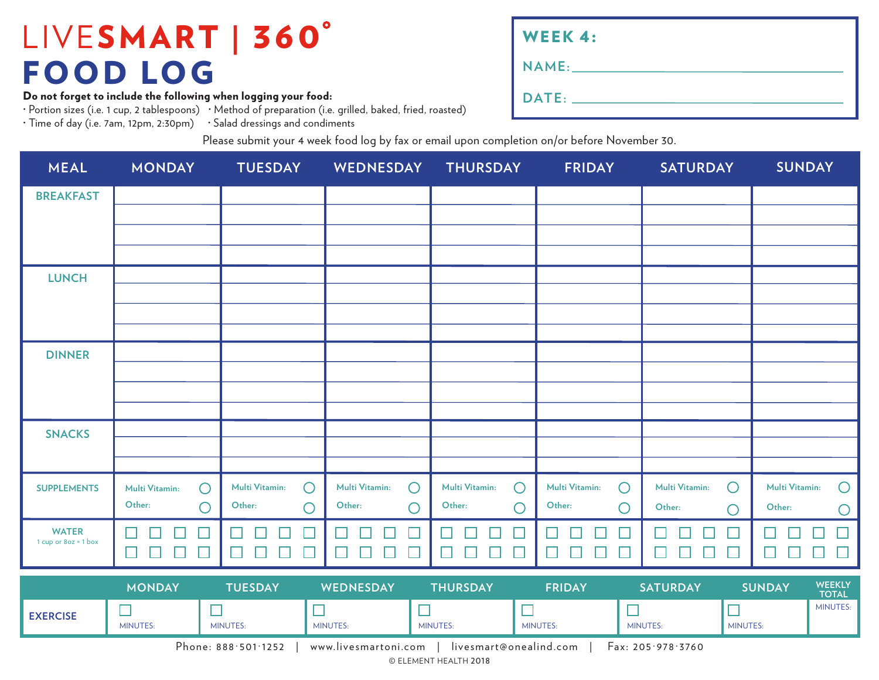# LIVESMART | 360°

# FOOD LOG

**Do not forget to include the following when logging your food:**

- Portion sizes (i.e. 1 cup, 2 tablespoons)
- Method of preparation (i.e. grilled, baked, fried, roasted)
- Time of day (i.e. 7am, 12pm, 2:30pm)
- Salad dressings and condiments

**WEEK 4:**

**NAME:** ______________________

**DATE:** ______________________

Please submit your 4 week food log by fax or email upon completion on/or before November 30.

| MEAL | MONDAY | TUESDAY | WEDNESDAY | THURSDAY | FRIDAY | SATURDAY | SUNDAY |
|---|---|---|---|---|---|---|---|
| BREAKFAST | | | | | | | |
| LUNCH | | | | | | | |
| DINNER | | | | | | | |
| SNACKS | | | | | | | |
| SUPPLEMENTS | Multi Vitamin: ○ Other: ○ | Multi Vitamin: ○ Other: ○ | Multi Vitamin: ○ Other: ○ | Multi Vitamin: ○ Other: ○ | Multi Vitamin: ○ Other: ○ | Multi Vitamin: ○ Other: ○ | Multi Vitamin: ○ Other: ○ |
| WATER 1 cup or 8oz = 1 box | ☐ ☐ ☐ ☐ ☐ ☐ ☐ ☐ | ☐ ☐ ☐ ☐ ☐ ☐ ☐ ☐ | ☐ ☐ ☐ ☐ ☐ ☐ ☐ ☐ | ☐ ☐ ☐ ☐ ☐ ☐ ☐ ☐ | ☐ ☐ ☐ ☐ ☐ ☐ ☐ ☐ | ☐ ☐ ☐ ☐ ☐ ☐ ☐ ☐ | ☐ ☐ ☐ ☐ ☐ ☐ ☐ ☐ |

| | MONDAY | TUESDAY | WEDNESDAY | THURSDAY | FRIDAY | SATURDAY | SUNDAY | WEEKLY TOTAL |
|---|---|---|---|---|---|---|---|---|
| EXERCISE | ☐ MINUTES: | ☐ MINUTES: | ☐ MINUTES: | ☐ MINUTES: | ☐ MINUTES: | ☐ MINUTES: | ☐ MINUTES: | MINUTES: |

Phone: 888·501·1252 | www.livesmartoni.com | livesmart@onealind.com | Fax: 205·978·3760

© ELEMENT HEALTH 2018